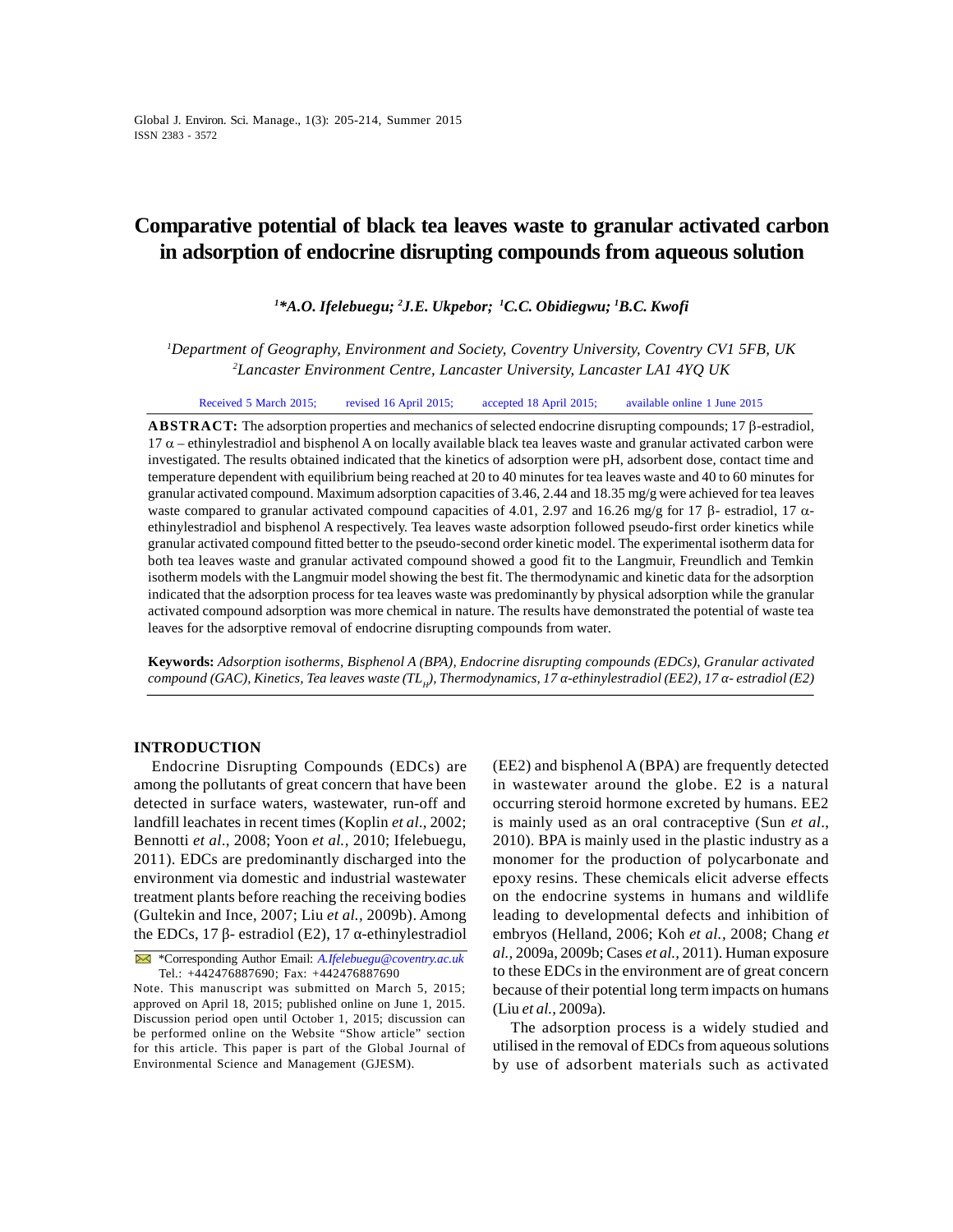# Comparative potential of black tea leaves waste to granular activated carbon in adsorption of endocrine disrupting compounds from aqueous solution

***[1]*A.O. Ifelebuegu; [2]J.E. Ukpebor; [1]C.C. Obidiegwu; [1]B.C. Kwofi***

*[1]Department of Geography, Environment and Society, Coventry University, Coventry CV1 5FB, UK*
*[2]Lancaster Environment Centre, Lancaster University, Lancaster LA1 4YQ UK*

Received 5 March 2015; revised 16 April 2015; accepted 18 April 2015; available online 1 June 2015

**ABSTRACT:** The adsorption properties and mechanics of selected endocrine disrupting compounds; 17 β-estradiol, 17 α – ethinylestradiol and bisphenol A on locally available black tea leaves waste and granular activated carbon were investigated. The results obtained indicated that the kinetics of adsorption were pH, adsorbent dose, contact time and temperature dependent with equilibrium being reached at 20 to 40 minutes for tea leaves waste and 40 to 60 minutes for granular activated compound. Maximum adsorption capacities of 3.46, 2.44 and 18.35 mg/g were achieved for tea leaves waste compared to granular activated compound capacities of 4.01, 2.97 and 16.26 mg/g for 17 β- estradiol, 17 α-ethinylestradiol and bisphenol A respectively. Tea leaves waste adsorption followed pseudo-first order kinetics while granular activated compound fitted better to the pseudo-second order kinetic model. The experimental isotherm data for both tea leaves waste and granular activated compound showed a good fit to the Langmuir, Freundlich and Temkin isotherm models with the Langmuir model showing the best fit. The thermodynamic and kinetic data for the adsorption indicated that the adsorption process for tea leaves waste was predominantly by physical adsorption while the granular activated compound adsorption was more chemical in nature. The results have demonstrated the potential of waste tea leaves for the adsorptive removal of endocrine disrupting compounds from water.

**Keywords:** *Adsorption isotherms, Bisphenol A (BPA), Endocrine disrupting compounds (EDCs), Granular activated compound (GAC), Kinetics, Tea leaves waste ($TL_W$), Thermodynamics, 17 α-ethinylestradiol (EE2), 17 α- estradiol (E2)*

## INTRODUCTION

Endocrine Disrupting Compounds (EDCs) are among the pollutants of great concern that have been detected in surface waters, wastewater, run-off and landfill leachates in recent times (Koplin *et al.*, 2002; Bennotti *et al.*, 2008; Yoon *et al.*, 2010; Ifelebuegu, 2011). EDCs are predominantly discharged into the environment via domestic and industrial wastewater treatment plants before reaching the receiving bodies (Gultekin and Ince, 2007; Liu *et al.,* 2009b). Among the EDCs, 17 β- estradiol (E2), 17 α-ethinylestradiol (EE2) and bisphenol A (BPA) are frequently detected in wastewater around the globe. E2 is a natural occurring steroid hormone excreted by humans. EE2 is mainly used as an oral contraceptive (Sun *et al*., 2010). BPA is mainly used in the plastic industry as a monomer for the production of polycarbonate and epoxy resins. These chemicals elicit adverse effects on the endocrine systems in humans and wildlife leading to developmental defects and inhibition of embryos (Helland, 2006; Koh *et al.*, 2008; Chang *et al.,* 2009a, 2009b; Cases *et al.*, 2011). Human exposure to these EDCs in the environment are of great concern because of their potential long term impacts on humans (Liu *et al.*, 2009a).

The adsorption process is a widely studied and utilised in the removal of EDCs from aqueous solutions by use of adsorbent materials such as activated

*Corresponding Author Email: *A.Ifelebuegu@coventry.ac.uk*
Tel.: +442476887690; Fax: +442476887690

Note. This manuscript was submitted on March 5, 2015; approved on April 18, 2015; published online on June 1, 2015. Discussion period open until October 1, 2015; discussion can be performed online on the Website "Show article" section for this article. This paper is part of the Global Journal of Environmental Science and Management (GJESM).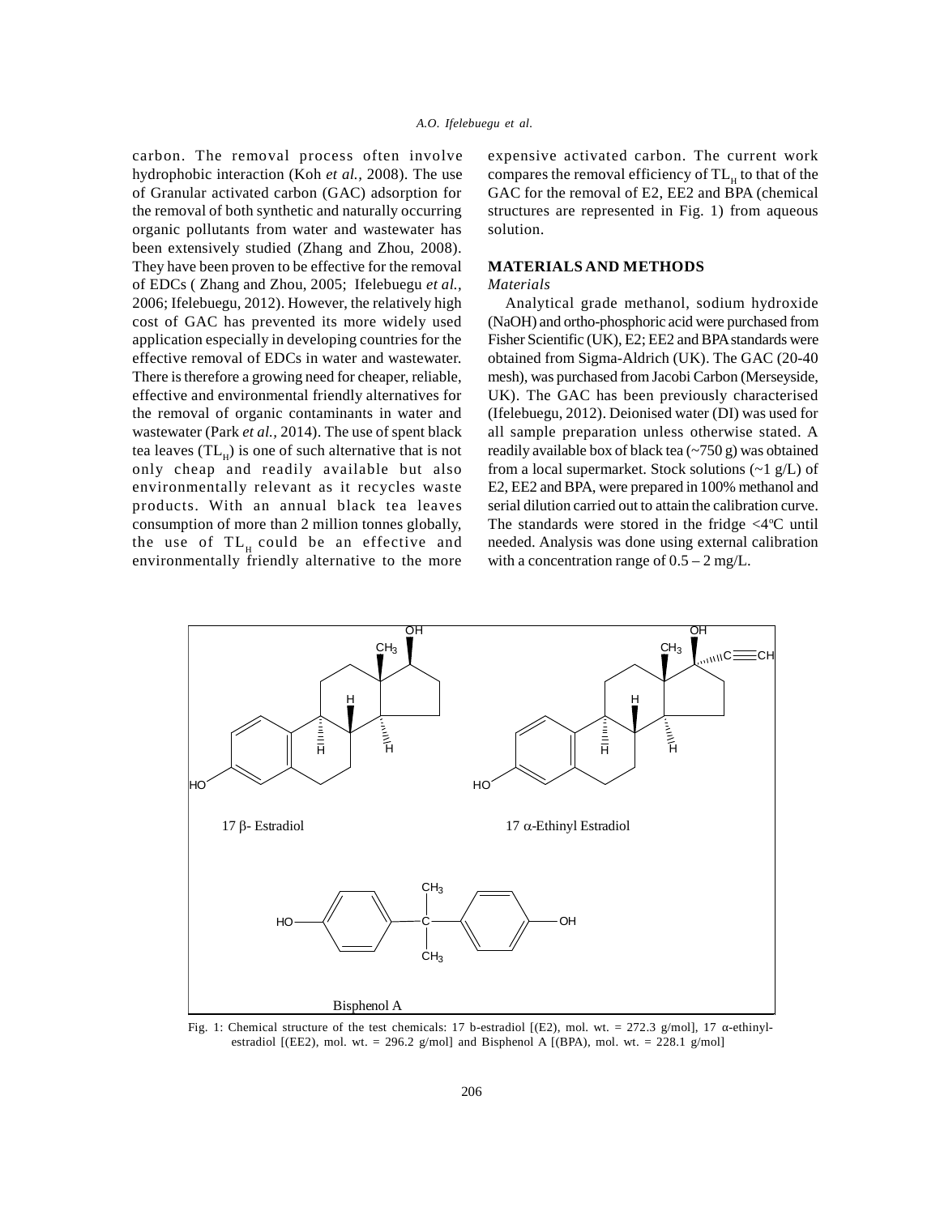carbon. The removal process often involve hydrophobic interaction (Koh *et al.,* 2008). The use of Granular activated carbon (GAC) adsorption for the removal of both synthetic and naturally occurring organic pollutants from water and wastewater has been extensively studied (Zhang and Zhou, 2008). They have been proven to be effective for the removal of EDCs ( Zhang and Zhou, 2005; Ifelebuegu *et al.,* 2006; Ifelebuegu, 2012). However, the relatively high cost of GAC has prevented its more widely used application especially in developing countries for the effective removal of EDCs in water and wastewater. There is therefore a growing need for cheaper, reliable, effective and environmental friendly alternatives for the removal of organic contaminants in water and wastewater (Park *et al.,* 2014). The use of spent black tea leaves ($TL_H$) is one of such alternative that is not only cheap and readily available but also environmentally relevant as it recycles waste products. With an annual black tea leaves consumption of more than 2 million tonnes globally, the use of $TL_H$ could be an effective and environmentally friendly alternative to the more expensive activated carbon. The current work compares the removal efficiency of $TL_H$ to that of the GAC for the removal of E2, EE2 and BPA (chemical structures are represented in Fig. 1) from aqueous solution.

## MATERIALS AND METHODS

### *Materials*

Analytical grade methanol, sodium hydroxide (NaOH) and ortho-phosphoric acid were purchased from Fisher Scientific (UK), E2; EE2 and BPA standards were obtained from Sigma-Aldrich (UK). The GAC (20-40 mesh), was purchased from Jacobi Carbon (Merseyside, UK). The GAC has been previously characterised (Ifelebuegu, 2012). Deionised water (DI) was used for all sample preparation unless otherwise stated. A readily available box of black tea (~750 g) was obtained from a local supermarket. Stock solutions (~1 g/L) of E2, EE2 and BPA, were prepared in 100% methanol and serial dilution carried out to attain the calibration curve. The standards were stored in the fridge <4ºC until needed. Analysis was done using external calibration with a concentration range of 0.5 – 2 mg/L.

17 β- Estradiol

17 α-Ethinyl Estradiol

Bisphenol A

Fig. 1: Chemical structure of the test chemicals: 17 b-estradiol [(E2), mol. wt. = 272.3 g/mol], 17 α-ethinyl-estradiol [(EE2), mol. wt. = 296.2 g/mol] and Bisphenol A [(BPA), mol. wt. = 228.1 g/mol]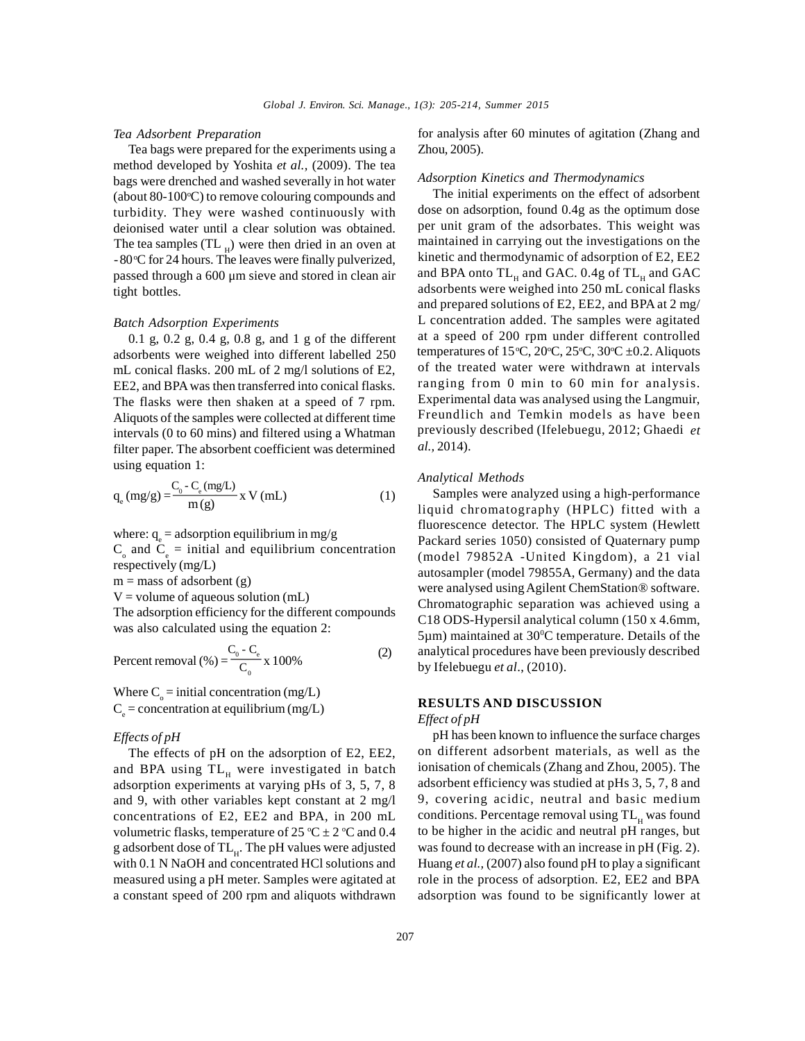### *Tea Adsorbent Preparation*

Tea bags were prepared for the experiments using a method developed by Yoshita *et al.,* (2009). The tea bags were drenched and washed severally in hot water (about 80-100°C) to remove colouring compounds and turbidity. They were washed continuously with deionised water until a clear solution was obtained. The tea samples ($TL_H$) were then dried in an oven at -80°C for 24 hours. The leaves were finally pulverized, passed through a 600 μm sieve and stored in clean air tight bottles.

### *Batch Adsorption Experiments*

0.1 g, 0.2 g, 0.4 g, 0.8 g, and 1 g of the different adsorbents were weighed into different labelled 250 mL conical flasks. 200 mL of 2 mg/l solutions of E2, EE2, and BPA was then transferred into conical flasks. The flasks were then shaken at a speed of 7 rpm. Aliquots of the samples were collected at different time intervals (0 to 60 mins) and filtered using a Whatman filter paper. The absorbent coefficient was determined using equation 1:

$$q_e\,(\text{mg/g}) = \frac{C_0 - C_e\,(\text{mg/L})}{m\,(\text{g})} \text{ x V (mL)} \tag{1}$$

where: $q_e$ = adsorption equilibrium in mg/g

$C_o$ and $C_e$ = initial and equilibrium concentration respectively (mg/L)

m = mass of adsorbent (g)

V = volume of aqueous solution (mL)

The adsorption efficiency for the different compounds was also calculated using the equation 2:

$$\text{Percent removal (\%)} = \frac{C_0 - C_e}{C_0} \text{ x } 100\% \tag{2}$$

Where $C_o$ = initial concentration (mg/L)

$C_e$ = concentration at equilibrium (mg/L)

### *Effects of pH*

The effects of pH on the adsorption of E2, EE2, and BPA using $TL_H$ were investigated in batch adsorption experiments at varying pHs of 3, 5, 7, 8 and 9, with other variables kept constant at 2 mg/l concentrations of E2, EE2 and BPA, in 200 mL volumetric flasks, temperature of 25 °C ± 2 °C and 0.4 g adsorbent dose of $TL_H$. The pH values were adjusted with 0.1 N NaOH and concentrated HCl solutions and measured using a pH meter. Samples were agitated at a constant speed of 200 rpm and aliquots withdrawn for analysis after 60 minutes of agitation (Zhang and Zhou, 2005).

### *Adsorption Kinetics and Thermodynamics*

The initial experiments on the effect of adsorbent dose on adsorption, found 0.4g as the optimum dose per unit gram of the adsorbates. This weight was maintained in carrying out the investigations on the kinetic and thermodynamic of adsorption of E2, EE2 and BPA onto $TL_H$ and GAC. 0.4g of $TL_H$ and GAC adsorbents were weighed into 250 mL conical flasks and prepared solutions of E2, EE2, and BPA at 2 mg/L concentration added. The samples were agitated at a speed of 200 rpm under different controlled temperatures of 15°C, 20°C, 25°C, 30°C ±0.2. Aliquots of the treated water were withdrawn at intervals ranging from 0 min to 60 min for analysis. Experimental data was analysed using the Langmuir, Freundlich and Temkin models as have been previously described (Ifelebuegu, 2012; Ghaedi *et al.,* 2014).

### *Analytical Methods*

Samples were analyzed using a high-performance liquid chromatography (HPLC) fitted with a fluorescence detector. The HPLC system (Hewlett Packard series 1050) consisted of Quaternary pump (model 79852A -United Kingdom), a 21 vial autosampler (model 79855A, Germany) and the data were analysed using Agilent ChemStation® software. Chromatographic separation was achieved using a C18 ODS-Hypersil analytical column (150 x 4.6mm, 5μm) maintained at 30°C temperature. Details of the analytical procedures have been previously described by Ifelebuegu *et al*., (2010).

## RESULTS AND DISCUSSION

### *Effect of pH*

pH has been known to influence the surface charges on different adsorbent materials, as well as the ionisation of chemicals (Zhang and Zhou, 2005). The adsorbent efficiency was studied at pHs 3, 5, 7, 8 and 9, covering acidic, neutral and basic medium conditions. Percentage removal using $TL_H$ was found to be higher in the acidic and neutral pH ranges, but was found to decrease with an increase in pH (Fig. 2). Huang *et al.,* (2007) also found pH to play a significant role in the process of adsorption. E2, EE2 and BPA adsorption was found to be significantly lower at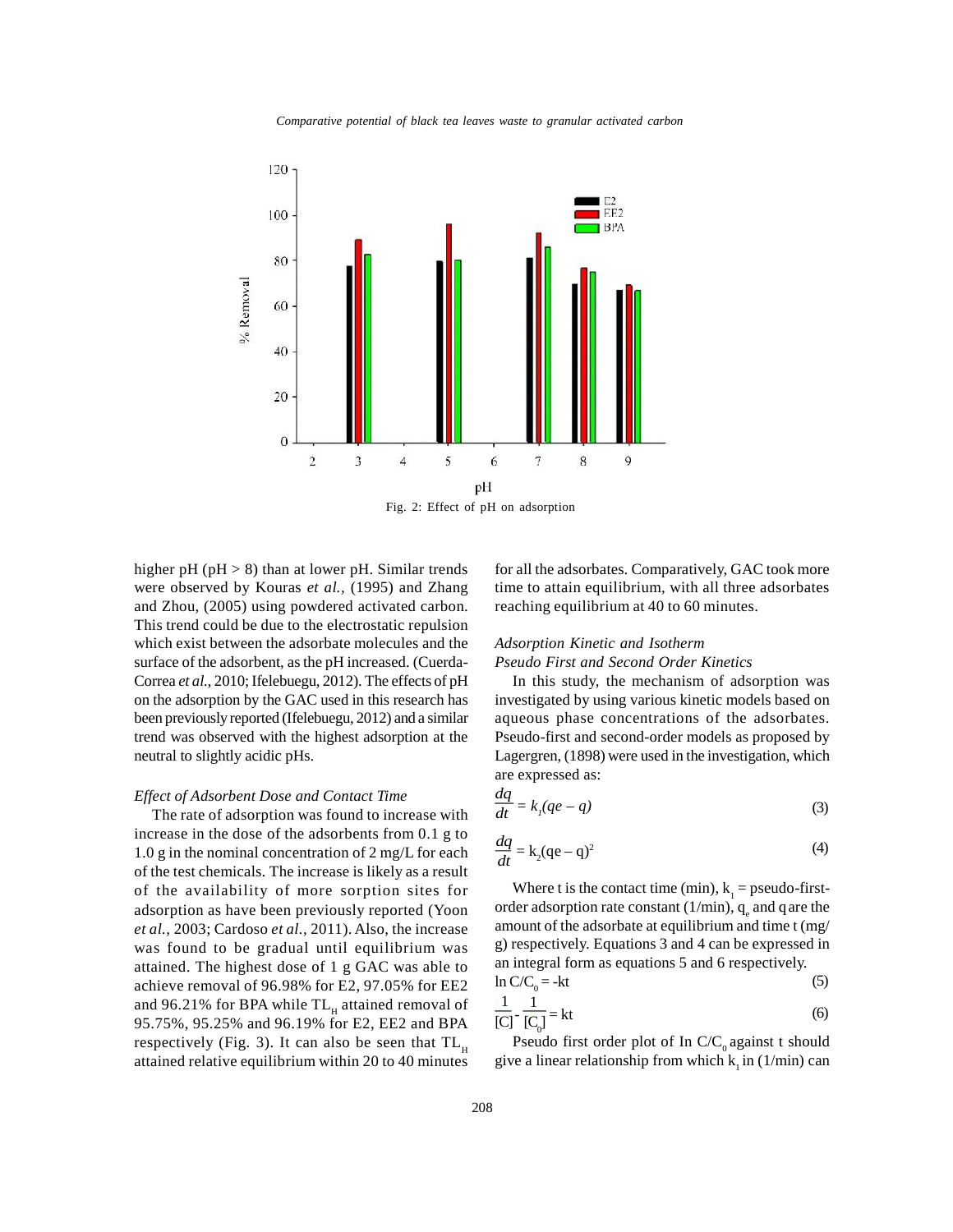Fig. 2: Effect of pH on adsorption

higher pH (pH > 8) than at lower pH. Similar trends were observed by Kouras *et al.,* (1995) and Zhang and Zhou, (2005) using powdered activated carbon. This trend could be due to the electrostatic repulsion which exist between the adsorbate molecules and the surface of the adsorbent, as the pH increased. (Cuerda-Correa *et al.*, 2010; Ifelebuegu, 2012). The effects of pH on the adsorption by the GAC used in this research has been previously reported (Ifelebuegu, 2012) and a similar trend was observed with the highest adsorption at the neutral to slightly acidic pHs.

*Effect of Adsorbent Dose and Contact Time*

The rate of adsorption was found to increase with increase in the dose of the adsorbents from 0.1 g to 1.0 g in the nominal concentration of 2 mg/L for each of the test chemicals. The increase is likely as a result of the availability of more sorption sites for adsorption as have been previously reported (Yoon *et al.,* 2003; Cardoso *et al.,* 2011). Also, the increase was found to be gradual until equilibrium was attained. The highest dose of 1 g GAC was able to achieve removal of 96.98% for E2, 97.05% for EE2 and 96.21% for BPA while $TL_H$ attained removal of 95.75%, 95.25% and 96.19% for E2, EE2 and BPA respectively (Fig. 3). It can also be seen that $TL_H$ attained relative equilibrium within 20 to 40 minutes for all the adsorbates. Comparatively, GAC took more time to attain equilibrium, with all three adsorbates reaching equilibrium at 40 to 60 minutes.

*Adsorption Kinetic and Isotherm*

*Pseudo First and Second Order Kinetics*

In this study, the mechanism of adsorption was investigated by using various kinetic models based on aqueous phase concentrations of the adsorbates. Pseudo-first and second-order models as proposed by Lagergren, (1898) were used in the investigation, which are expressed as:

$$\frac{dq}{dt} = k_1(qe - q) \tag{3}$$

$$\frac{dq}{dt} = k_2(qe - q)^2 \tag{4}$$

Where t is the contact time (min), $k_1$ = pseudo-first-order adsorption rate constant (1/min), $q_e$ and q are the amount of the adsorbate at equilibrium and time t (mg/g) respectively. Equations 3 and 4 can be expressed in an integral form as equations 5 and 6 respectively.

$$\ln C/C_0 = -kt \tag{5}$$

$$\frac{1}{[C]} - \frac{1}{[C_0]} = kt \tag{6}$$

Pseudo first order plot of In $C/C_0$ against t should give a linear relationship from which $k_1$ in (1/min) can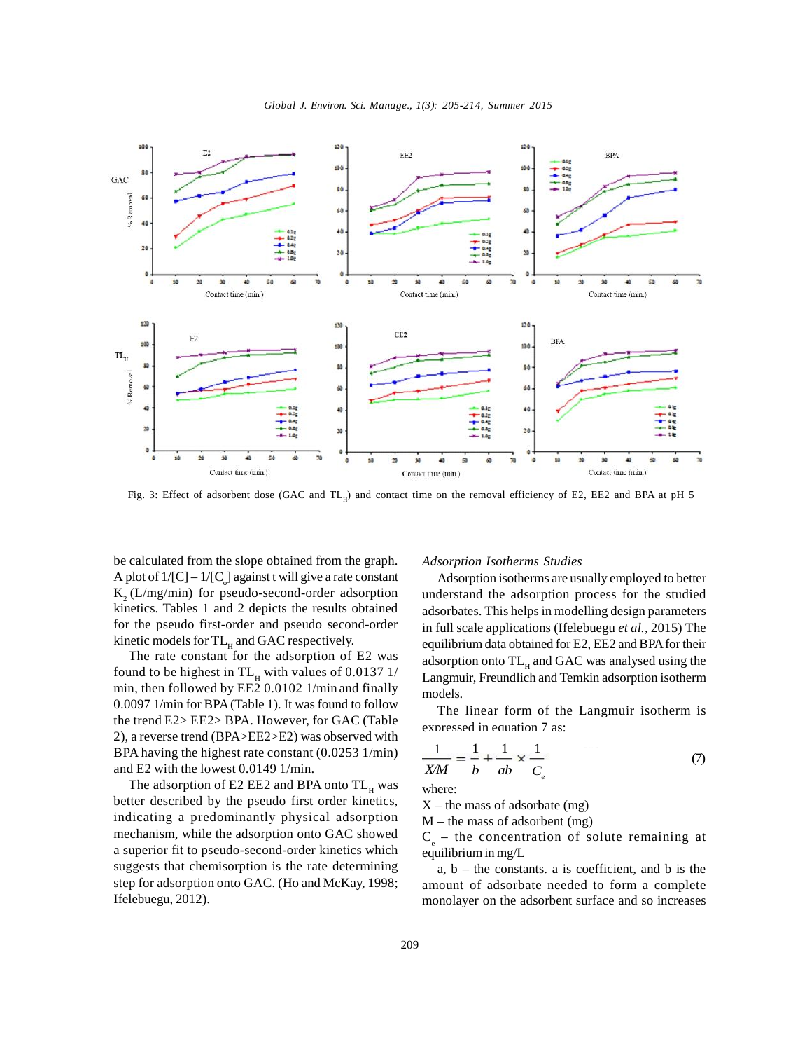Fig. 3: Effect of adsorbent dose (GAC and $TL_H$) and contact time on the removal efficiency of E2, EE2 and BPA at pH 5

be calculated from the slope obtained from the graph. A plot of $1/[C] - 1/[C_o]$ against t will give a rate constant $K_2$ (L/mg/min) for pseudo-second-order adsorption kinetics. Tables 1 and 2 depicts the results obtained for the pseudo first-order and pseudo second-order kinetic models for $TL_H$ and GAC respectively.

The rate constant for the adsorption of E2 was found to be highest in $TL_H$ with values of 0.0137 1/min, then followed by EE2 0.0102 1/min and finally 0.0097 1/min for BPA (Table 1). It was found to follow the trend E2> EE2> BPA. However, for GAC (Table 2), a reverse trend (BPA>EE2>E2) was observed with BPA having the highest rate constant (0.0253 1/min) and E2 with the lowest 0.0149 1/min.

The adsorption of E2 EE2 and BPA onto $TL_H$ was better described by the pseudo first order kinetics, indicating a predominantly physical adsorption mechanism, while the adsorption onto GAC showed a superior fit to pseudo-second-order kinetics which suggests that chemisorption is the rate determining step for adsorption onto GAC. (Ho and McKay, 1998; Ifelebuegu, 2012).

*Adsorption Isotherms Studies*

Adsorption isotherms are usually employed to better understand the adsorption process for the studied adsorbates. This helps in modelling design parameters in full scale applications (Ifelebuegu *et al.*, 2015) The equilibrium data obtained for E2, EE2 and BPA for their adsorption onto $TL_H$ and GAC was analysed using the Langmuir, Freundlich and Temkin adsorption isotherm models.

The linear form of the Langmuir isotherm is expressed in equation 7 as:

$$\frac{1}{X/M} = \frac{1}{b} + \frac{1}{ab} \times \frac{1}{C_e} \quad (7)$$

where:

X – the mass of adsorbate (mg)

M – the mass of adsorbent (mg)

$C_e$ – the concentration of solute remaining at equilibrium in mg/L

a, b – the constants. a is coefficient, and b is the amount of adsorbate needed to form a complete monolayer on the adsorbent surface and so increases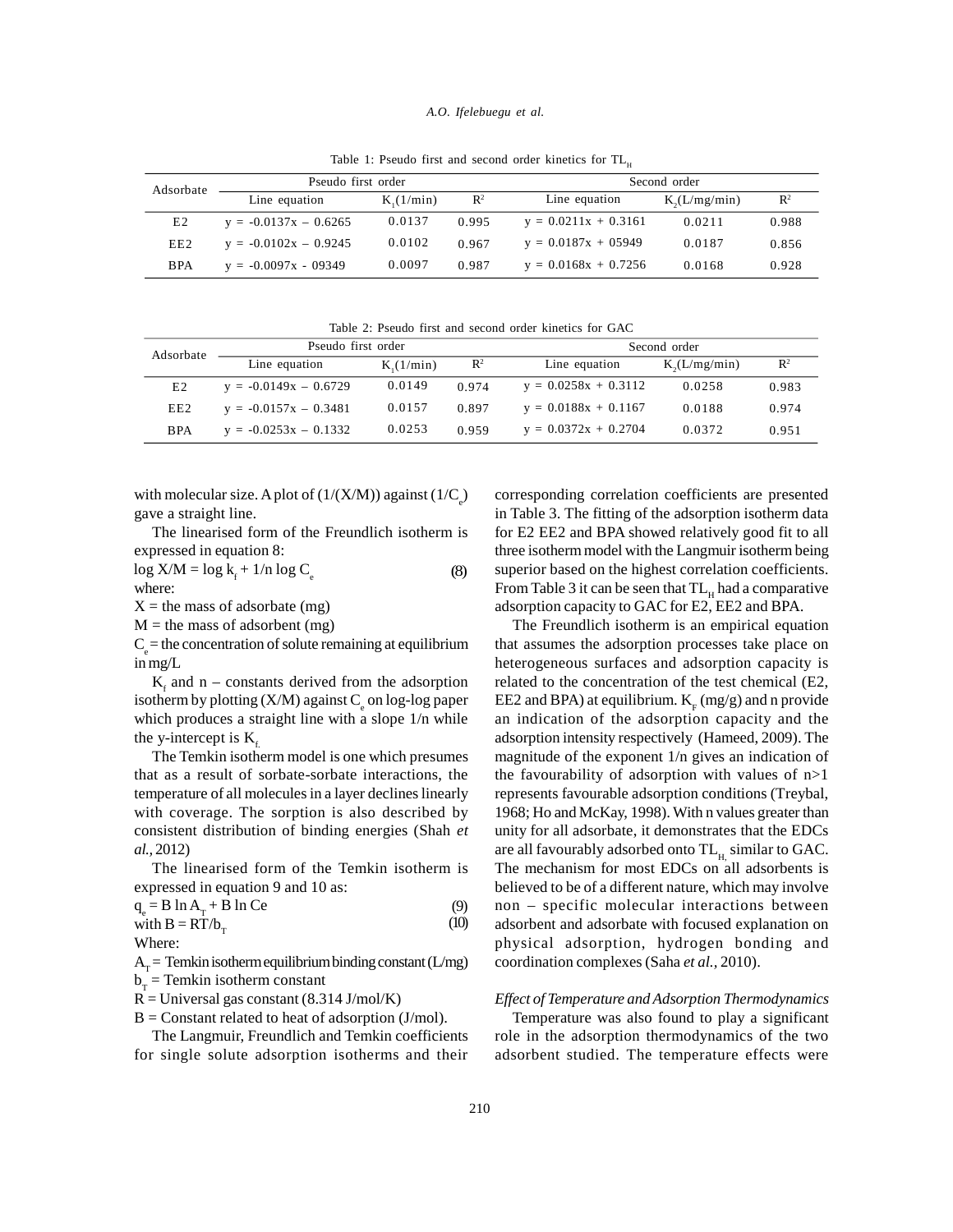Table 1: Pseudo first and second order kinetics for $TL_H$

| Adsorbate | Pseudo first order | | | Second order | | |
|---|---|---|---|---|---|---|
| | Line equation | $K_1$(1/min) | $R^2$ | Line equation | $K_2$(L/mg/min) | $R^2$ |
| E2 | y = -0.0137x – 0.6265 | 0.0137 | 0.995 | y = 0.0211x + 0.3161 | 0.0211 | 0.988 |
| EE2 | y = -0.0102x – 0.9245 | 0.0102 | 0.967 | y = 0.0187x + 05949 | 0.0187 | 0.856 |
| BPA | y = -0.0097x - 09349 | 0.0097 | 0.987 | y = 0.0168x + 0.7256 | 0.0168 | 0.928 |

Table 2: Pseudo first and second order kinetics for GAC

| Adsorbate | Pseudo first order | | | Second order | | |
|---|---|---|---|---|---|---|
| | Line equation | $K_1$(1/min) | $R^2$ | Line equation | $K_2$(L/mg/min) | $R^2$ |
| E2 | y = -0.0149x – 0.6729 | 0.0149 | 0.974 | y = 0.0258x + 0.3112 | 0.0258 | 0.983 |
| EE2 | y = -0.0157x – 0.3481 | 0.0157 | 0.897 | y = 0.0188x + 0.1167 | 0.0188 | 0.974 |
| BPA | y = -0.0253x – 0.1332 | 0.0253 | 0.959 | y = 0.0372x + 0.2704 | 0.0372 | 0.951 |

with molecular size. A plot of $(1/(X/M))$ against $(1/C_e)$ gave a straight line.

The linearised form of the Freundlich isotherm is expressed in equation 8:

$$\log X/M = \log k_f + 1/n \log C_e \tag{8}$$

where:

$X$ = the mass of adsorbate (mg)

$M$ = the mass of adsorbent (mg)

$C_e$ = the concentration of solute remaining at equilibrium in mg/L

$K_f$ and n – constants derived from the adsorption isotherm by plotting (X/M) against $C_e$ on log-log paper which produces a straight line with a slope 1/n while the y-intercept is $K_f$.

The Temkin isotherm model is one which presumes that as a result of sorbate-sorbate interactions, the temperature of all molecules in a layer declines linearly with coverage. The sorption is also described by consistent distribution of binding energies (Shah *et al.*, 2012)

The linearised form of the Temkin isotherm is expressed in equation 9 and 10 as:

$$q_e = B \ln A_T + B \ln Ce \tag{9}$$

$$\text{with } B = RT/b_T \tag{10}$$

Where:

$A_T$ = Temkin isotherm equilibrium binding constant (L/mg)

$b_T$ = Temkin isotherm constant

$R$ = Universal gas constant (8.314 J/mol/K)

$B$ = Constant related to heat of adsorption (J/mol).

The Langmuir, Freundlich and Temkin coefficients for single solute adsorption isotherms and their corresponding correlation coefficients are presented in Table 3. The fitting of the adsorption isotherm data for E2 EE2 and BPA showed relatively good fit to all three isotherm model with the Langmuir isotherm being superior based on the highest correlation coefficients. From Table 3 it can be seen that $TL_H$ had a comparative adsorption capacity to GAC for E2, EE2 and BPA.

The Freundlich isotherm is an empirical equation that assumes the adsorption processes take place on heterogeneous surfaces and adsorption capacity is related to the concentration of the test chemical (E2, EE2 and BPA) at equilibrium. $K_F$ (mg/g) and n provide an indication of the adsorption capacity and the adsorption intensity respectively (Hameed, 2009). The magnitude of the exponent 1/n gives an indication of the favourability of adsorption with values of $n>1$ represents favourable adsorption conditions (Treybal, 1968; Ho and McKay, 1998). With n values greater than unity for all adsorbate, it demonstrates that the EDCs are all favourably adsorbed onto $TL_H$, similar to GAC. The mechanism for most EDCs on all adsorbents is believed to be of a different nature, which may involve non – specific molecular interactions between adsorbent and adsorbate with focused explanation on physical adsorption, hydrogen bonding and coordination complexes (Saha *et al.*, 2010).

### *Effect of Temperature and Adsorption Thermodynamics*

Temperature was also found to play a significant role in the adsorption thermodynamics of the two adsorbent studied. The temperature effects were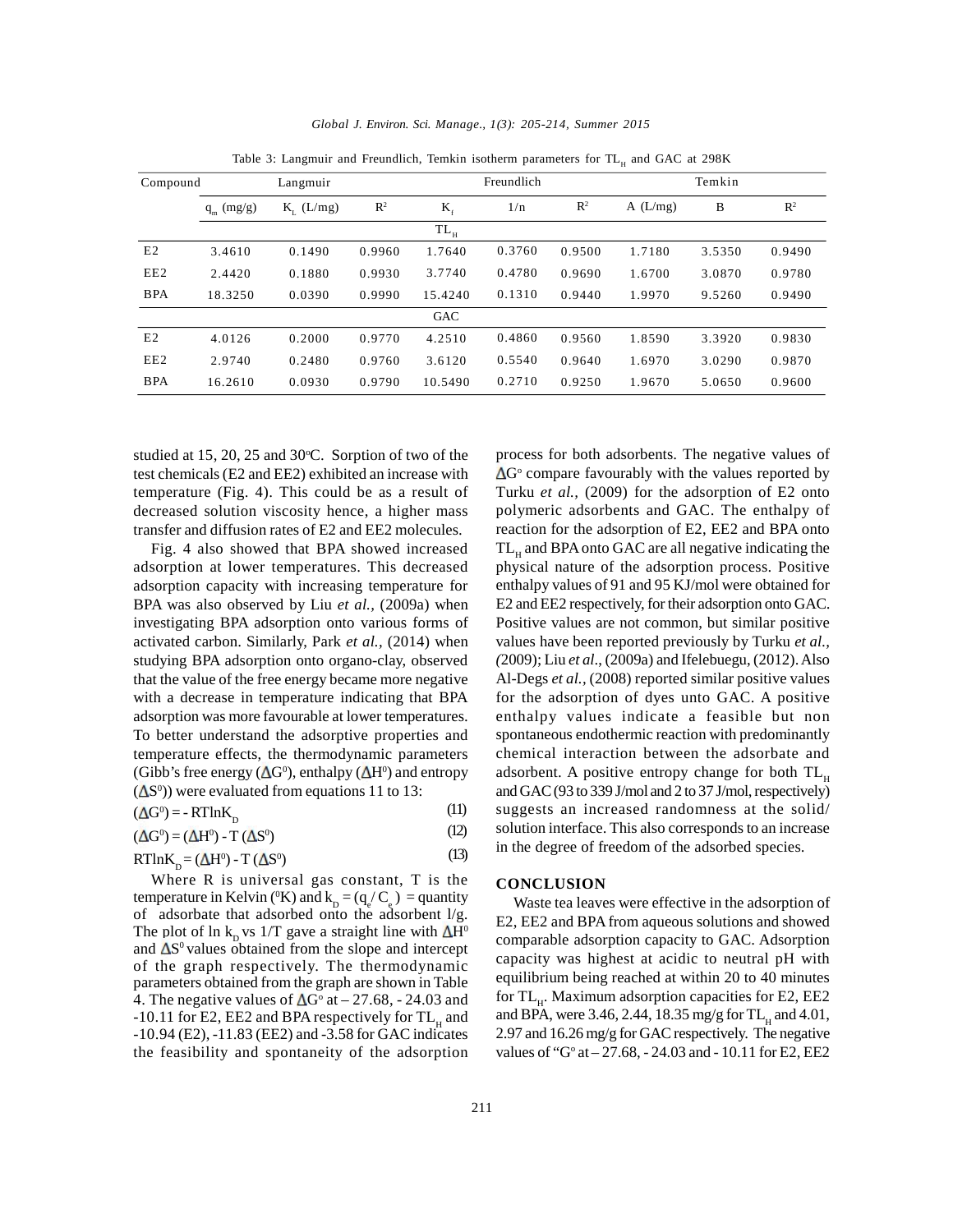Table 3: Langmuir and Freundlich, Temkin isotherm parameters for $TL_H$ and GAC at 298K

| Compound | Langmuir | | | Freundlich | | | Temkin | | |
|---|---|---|---|---|---|---|---|---|---|
| | $q_m$ (mg/g) | $K_L$ (L/mg) | $R^2$ | $K_f$ | 1/n | $R^2$ | A (L/mg) | B | $R^2$ |
| | | | | $TL_H$ | | | | | |
| E2 | 3.4610 | 0.1490 | 0.9960 | 1.7640 | 0.3760 | 0.9500 | 1.7180 | 3.5350 | 0.9490 |
| EE2 | 2.4420 | 0.1880 | 0.9930 | 3.7740 | 0.4780 | 0.9690 | 1.6700 | 3.0870 | 0.9780 |
| BPA | 18.3250 | 0.0390 | 0.9990 | 15.4240 | 0.1310 | 0.9440 | 1.9970 | 9.5260 | 0.9490 |
| | | | | GAC | | | | | |
| E2 | 4.0126 | 0.2000 | 0.9770 | 4.2510 | 0.4860 | 0.9560 | 1.8590 | 3.3920 | 0.9830 |
| EE2 | 2.9740 | 0.2480 | 0.9760 | 3.6120 | 0.5540 | 0.9640 | 1.6970 | 3.0290 | 0.9870 |
| BPA | 16.2610 | 0.0930 | 0.9790 | 10.5490 | 0.2710 | 0.9250 | 1.9670 | 5.0650 | 0.9600 |

studied at 15, 20, 25 and 30°C. Sorption of two of the test chemicals (E2 and EE2) exhibited an increase with temperature (Fig. 4). This could be as a result of decreased solution viscosity hence, a higher mass transfer and diffusion rates of E2 and EE2 molecules.

Fig. 4 also showed that BPA showed increased adsorption at lower temperatures. This decreased adsorption capacity with increasing temperature for BPA was also observed by Liu *et al.,* (2009a) when investigating BPA adsorption onto various forms of activated carbon. Similarly, Park *et al.,* (2014) when studying BPA adsorption onto organo-clay, observed that the value of the free energy became more negative with a decrease in temperature indicating that BPA adsorption was more favourable at lower temperatures. To better understand the adsorptive properties and temperature effects, the thermodynamic parameters (Gibb's free energy ($\Delta G^0$), enthalpy ($\Delta H^0$) and entropy ($\Delta S^0$)) were evaluated from equations 11 to 13:

$$(\Delta G^0) = -RT\ln K_D \quad (11)$$

$$(\Delta G^0) = (\Delta H^0) - T(\Delta S^0) \quad (12)$$

$$RT\ln K_D = (\Delta H^0) - T(\Delta S^0) \quad (13)$$

Where R is universal gas constant, T is the temperature in Kelvin (°K) and $k_D = (q_e / C_e)$ = quantity of adsorbate that adsorbed onto the adsorbent l/g. The plot of ln $k_D$ vs 1/T gave a straight line with $\Delta H^0$ and $\Delta S^0$ values obtained from the slope and intercept of the graph respectively. The thermodynamic parameters obtained from the graph are shown in Table 4. The negative values of $\Delta G^o$ at – 27.68, - 24.03 and -10.11 for E2, EE2 and BPA respectively for $TL_H$ and -10.94 (E2), -11.83 (EE2) and -3.58 for GAC indicates the feasibility and spontaneity of the adsorption process for both adsorbents. The negative values of $\Delta G^o$ compare favourably with the values reported by Turku *et al.,* (2009) for the adsorption of E2 onto polymeric adsorbents and GAC. The enthalpy of reaction for the adsorption of E2, EE2 and BPA onto $TL_H$ and BPA onto GAC are all negative indicating the physical nature of the adsorption process. Positive enthalpy values of 91 and 95 KJ/mol were obtained for E2 and EE2 respectively, for their adsorption onto GAC. Positive values are not common, but similar positive values have been reported previously by Turku *et al.,* (2009); Liu *et al*., (2009a) and Ifelebuegu, (2012). Also Al-Degs *et al.,* (2008) reported similar positive values for the adsorption of dyes unto GAC. A positive enthalpy values indicate a feasible but non spontaneous endothermic reaction with predominantly chemical interaction between the adsorbate and adsorbent. A positive entropy change for both $TL_H$ and GAC (93 to 339 J/mol and 2 to 37 J/mol, respectively) suggests an increased randomness at the solid/solution interface. This also corresponds to an increase in the degree of freedom of the adsorbed species.

## CONCLUSION

Waste tea leaves were effective in the adsorption of E2, EE2 and BPA from aqueous solutions and showed comparable adsorption capacity to GAC. Adsorption capacity was highest at acidic to neutral pH with equilibrium being reached at within 20 to 40 minutes for $TL_H$. Maximum adsorption capacities for E2, EE2 and BPA, were 3.46, 2.44, 18.35 mg/g for $TL_H$ and 4.01, 2.97 and 16.26 mg/g for GAC respectively. The negative values of "G° at – 27.68, - 24.03 and - 10.11 for E2, EE2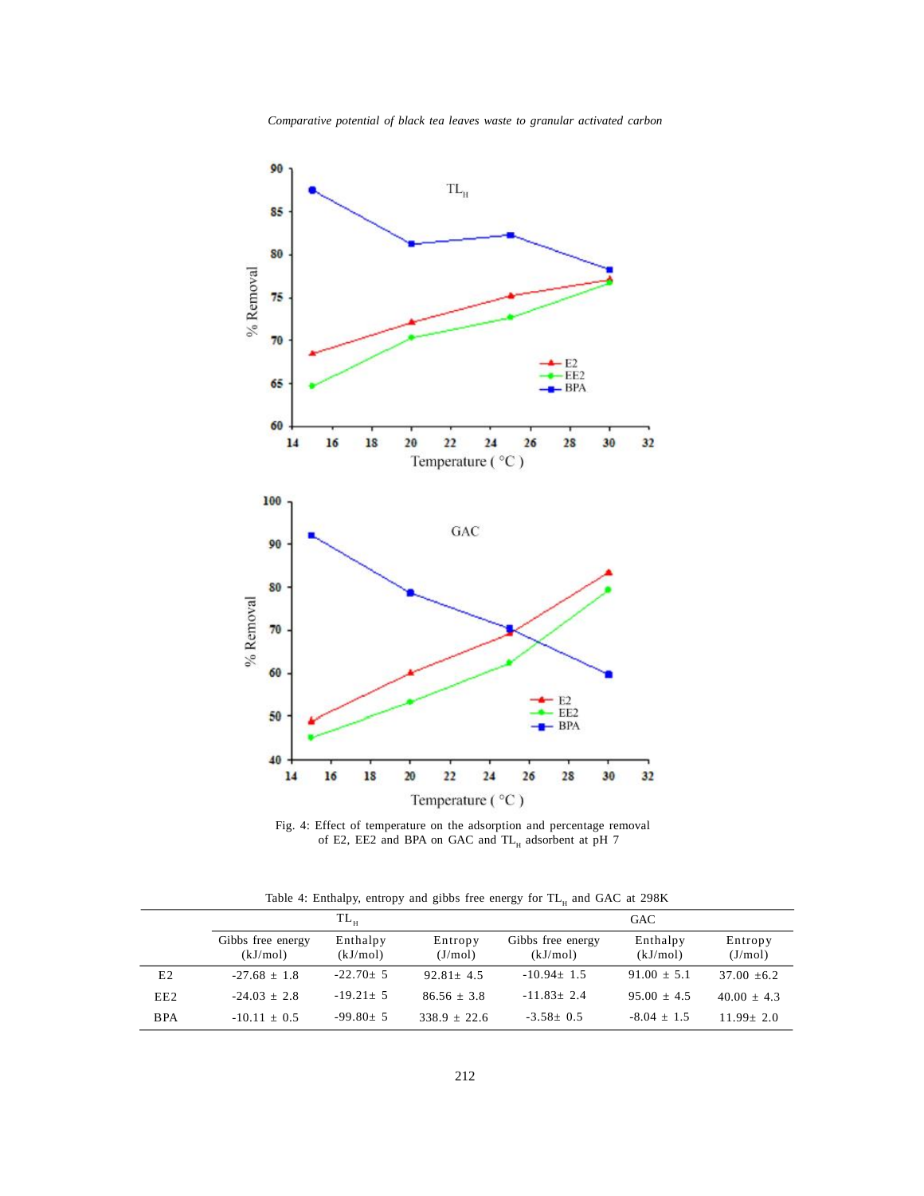Fig. 4: Effect of temperature on the adsorption and percentage removal of E2, EE2 and BPA on GAC and $TL_H$ adsorbent at pH 7

Table 4: Enthalpy, entropy and gibbs free energy for $TL_H$ and GAC at 298K

| | $TL_H$ | | | GAC | | |
|---|---|---|---|---|---|---|
| | Gibbs free energy (kJ/mol) | Enthalpy (kJ/mol) | Entropy (J/mol) | Gibbs free energy (kJ/mol) | Enthalpy (kJ/mol) | Entropy (J/mol) |
| E2 | -27.68 ± 1.8 | -22.70± 5 | 92.81± 4.5 | -10.94± 1.5 | 91.00 ± 5.1 | 37.00 ±6.2 |
| EE2 | -24.03 ± 2.8 | -19.21± 5 | 86.56 ± 3.8 | -11.83± 2.4 | 95.00 ± 4.5 | 40.00 ± 4.3 |
| BPA | -10.11 ± 0.5 | -99.80± 5 | 338.9 ± 22.6 | -3.58± 0.5 | -8.04 ± 1.5 | 11.99± 2.0 |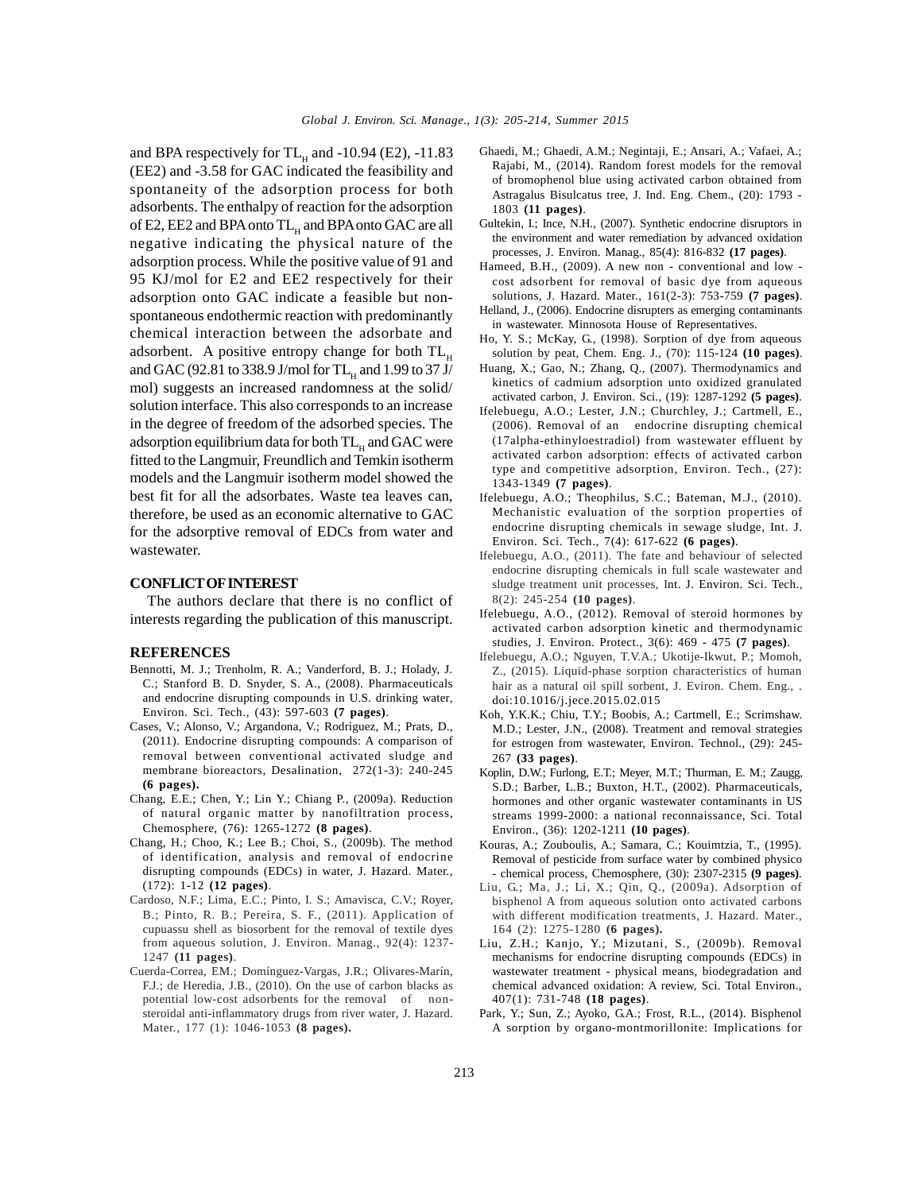and BPA respectively for $TL_H$ and -10.94 (E2), -11.83 (EE2) and -3.58 for GAC indicated the feasibility and spontaneity of the adsorption process for both adsorbents. The enthalpy of reaction for the adsorption of E2, EE2 and BPA onto $TL_H$ and BPA onto GAC are all negative indicating the physical nature of the adsorption process. While the positive value of 91 and 95 KJ/mol for E2 and EE2 respectively for their adsorption onto GAC indicate a feasible but non-spontaneous endothermic reaction with predominantly chemical interaction between the adsorbate and adsorbent. A positive entropy change for both $TL_H$ and GAC (92.81 to 338.9 J/mol for $TL_H$ and 1.99 to 37 J/mol) suggests an increased randomness at the solid/solution interface. This also corresponds to an increase in the degree of freedom of the adsorbed species. The adsorption equilibrium data for both $TL_H$ and GAC were fitted to the Langmuir, Freundlich and Temkin isotherm models and the Langmuir isotherm model showed the best fit for all the adsorbates. Waste tea leaves can, therefore, be used as an economic alternative to GAC for the adsorptive removal of EDCs from water and wastewater.

## CONFLICT OF INTEREST

The authors declare that there is no conflict of interests regarding the publication of this manuscript.

## REFERENCES

Bennotti, M. J.; Trenholm, R. A.; Vanderford, B. J.; Holady, J. C.; Stanford B. D. Snyder, S. A., (2008). Pharmaceuticals and endocrine disrupting compounds in U.S. drinking water, Environ. Sci. Tech., (43): 597-603 **(7 pages)**.

Cases, V.; Alonso, V.; Argandona, V.; Rodriguez, M.; Prats, D., (2011). Endocrine disrupting compounds: A comparison of removal between conventional activated sludge and membrane bioreactors, Desalination, 272(1-3): 240-245 **(6 pages).**

Chang, E.E.; Chen, Y.; Lin Y.; Chiang P., (2009a). Reduction of natural organic matter by nanofiltration process, Chemosphere, (76): 1265-1272 **(8 pages)**.

Chang, H.; Choo, K.; Lee B.; Choi, S., (2009b). The method of identification, analysis and removal of endocrine disrupting compounds (EDCs) in water, J. Hazard. Mater., (172): 1-12 **(12 pages)**.

Cardoso, N.F.; Lima, E.C.; Pinto, I. S.; Amavisca, C.V.; Royer, B.; Pinto, R. B.; Pereira, S. F., (2011). Application of cupuassu shell as biosorbent for the removal of textile dyes from aqueous solution, J. Environ. Manag., 92(4): 1237-1247 **(11 pages)**.

Cuerda-Correa, EM.; Domínguez-Vargas, J.R.; Olivares-Marín, F.J.; de Heredia, J.B., (2010). On the use of carbon blacks as potential low-cost adsorbents for the removal of non-steroidal anti-inflammatory drugs from river water, J. Hazard. Mater., 177 (1): 1046-1053 **(8 pages).**

Ghaedi, M.; Ghaedi, A.M.; Negintaji, E.; Ansari, A.; Vafaei, A.; Rajabi, M., (2014). Random forest models for the removal of bromophenol blue using activated carbon obtained from Astragalus Bisulcatus tree, J. Ind. Eng. Chem., (20): 1793 - 1803 **(11 pages)**.

Gultekin, I.; Ince, N.H., (2007). Synthetic endocrine disruptors in the environment and water remediation by advanced oxidation processes, J. Environ. Manag., 85(4): 816-832 **(17 pages)**.

Hameed, B.H., (2009). A new non - conventional and low - cost adsorbent for removal of basic dye from aqueous solutions, J. Hazard. Mater., 161(2-3): 753-759 **(7 pages)**.

Helland, J., (2006). Endocrine disrupters as emerging contaminants in wastewater. Minnosota House of Representatives.

Ho, Y. S.; McKay, G., (1998). Sorption of dye from aqueous solution by peat, Chem. Eng. J., (70): 115-124 **(10 pages)**.

Huang, X.; Gao, N.; Zhang, Q., (2007). Thermodynamics and kinetics of cadmium adsorption unto oxidized granulated activated carbon, J. Environ. Sci., (19): 1287-1292 **(5 pages)**.

Ifelebuegu, A.O.; Lester, J.N.; Churchley, J.; Cartmell, E., (2006). Removal of an endocrine disrupting chemical (17alpha-ethinyloestradiol) from wastewater effluent by activated carbon adsorption: effects of activated carbon type and competitive adsorption, Environ. Tech., (27): 1343-1349 **(7 pages)**.

Ifelebuegu, A.O.; Theophilus, S.C.; Bateman, M.J., (2010). Mechanistic evaluation of the sorption properties of endocrine disrupting chemicals in sewage sludge, Int. J. Environ. Sci. Tech., 7(4): 617-622 **(6 pages)**.

Ifelebuegu, A.O., (2011). The fate and behaviour of selected endocrine disrupting chemicals in full scale wastewater and sludge treatment unit processes, Int. J. Environ. Sci. Tech., 8(2): 245-254 **(10 pages)**.

Ifelebuegu, A.O., (2012). Removal of steroid hormones by activated carbon adsorption kinetic and thermodynamic studies, J. Environ. Protect., 3(6): 469 - 475 **(7 pages)**.

Ifelebuegu, A.O.; Nguyen, T.V.A.; Ukotije-Ikwut, P.; Momoh, Z., (2015). Liquid-phase sorption characteristics of human hair as a natural oil spill sorbent, J. Eviron. Chem. Eng., . doi:10.1016/j.jece.2015.02.015

Koh, Y.K.K.; Chiu, T.Y.; Boobis, A.; Cartmell, E.; Scrimshaw. M.D.; Lester, J.N., (2008). Treatment and removal strategies for estrogen from wastewater, Environ. Technol., (29): 245-267 **(33 pages)**.

Koplin, D.W.; Furlong, E.T.; Meyer, M.T.; Thurman, E. M.; Zaugg, S.D.; Barber, L.B.; Buxton, H.T., (2002). Pharmaceuticals, hormones and other organic wastewater contaminants in US streams 1999-2000: a national reconnaissance, Sci. Total Environ., (36): 1202-1211 **(10 pages)**.

Kouras, A.; Zouboulis, A.; Samara, C.; Kouimtzia, T., (1995). Removal of pesticide from surface water by combined physico - chemical process, Chemosphere, (30): 2307-2315 **(9 pages)**.

Liu, G.; Ma, J.; Li, X.; Qin, Q., (2009a). Adsorption of bisphenol A from aqueous solution onto activated carbons with different modification treatments, J. Hazard. Mater., 164 (2): 1275-1280 **(6 pages).**

Liu, Z.H.; Kanjo, Y.; Mizutani, S., (2009b). Removal mechanisms for endocrine disrupting compounds (EDCs) in wastewater treatment - physical means, biodegradation and chemical advanced oxidation: A review, Sci. Total Environ., 407(1): 731-748 **(18 pages)**.

Park, Y.; Sun, Z.; Ayoko, G.A.; Frost, R.L., (2014). Bisphenol A sorption by organo-montmorillonite: Implications for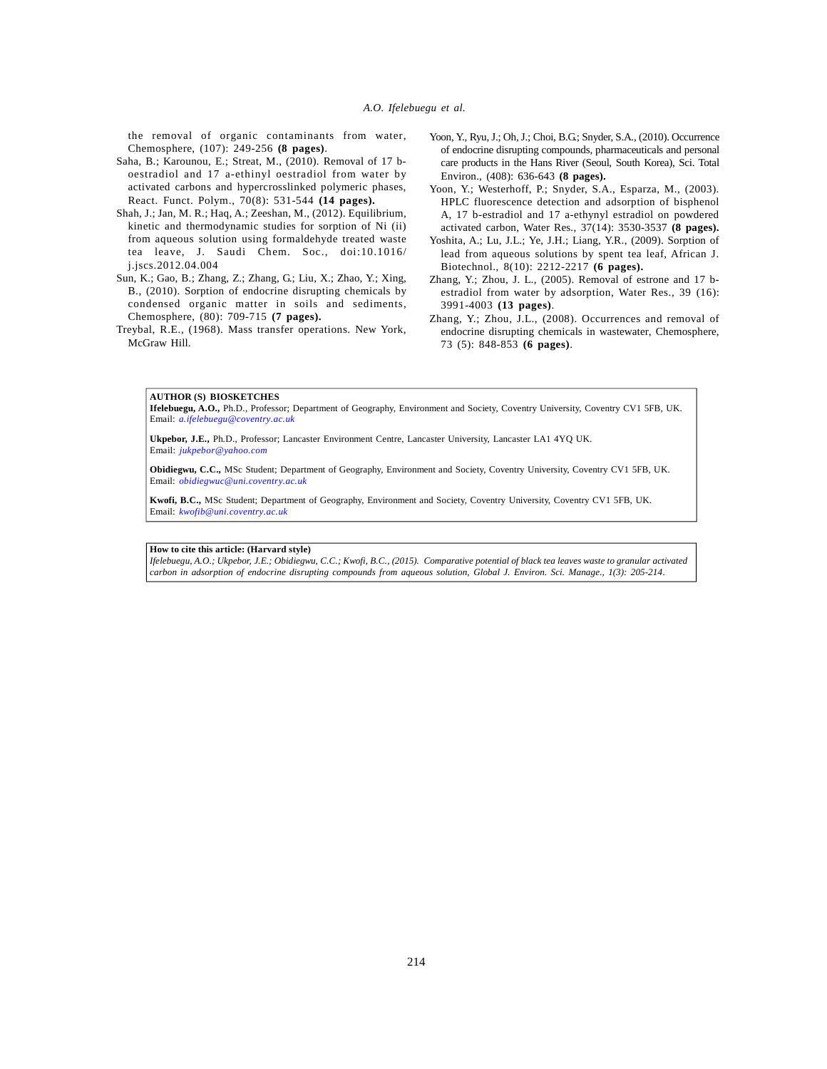the removal of organic contaminants from water, Chemosphere, (107): 249-256 **(8 pages)**.

Saha, B.; Karounou, E.; Streat, M., (2010). Removal of 17 b-oestradiol and 17 a-ethinyl oestradiol from water by activated carbons and hypercrosslinked polymeric phases, React. Funct. Polym., 70(8): 531-544 **(14 pages).**

Shah, J.; Jan, M. R.; Haq, A.; Zeeshan, M., (2012). Equilibrium, kinetic and thermodynamic studies for sorption of Ni (ii) from aqueous solution using formaldehyde treated waste tea leave, J. Saudi Chem. Soc., doi:10.1016/j.jscs.2012.04.004

Sun, K.; Gao, B.; Zhang, Z.; Zhang, G.; Liu, X.; Zhao, Y.; Xing, B., (2010). Sorption of endocrine disrupting chemicals by condensed organic matter in soils and sediments, Chemosphere, (80): 709-715 **(7 pages).**

Treybal, R.E., (1968). Mass transfer operations. New York, McGraw Hill.

Yoon, Y., Ryu, J.; Oh, J.; Choi, B.G.; Snyder, S.A., (2010). Occurrence of endocrine disrupting compounds, pharmaceuticals and personal care products in the Hans River (Seoul, South Korea), Sci. Total Environ., (408): 636-643 **(8 pages).**

Yoon, Y.; Westerhoff, P.; Snyder, S.A., Esparza, M., (2003). HPLC fluorescence detection and adsorption of bisphenol A, 17 b-estradiol and 17 a-ethynyl estradiol on powdered activated carbon, Water Res., 37(14): 3530-3537 **(8 pages).**

Yoshita, A.; Lu, J.L.; Ye, J.H.; Liang, Y.R., (2009). Sorption of lead from aqueous solutions by spent tea leaf, African J. Biotechnol., 8(10): 2212-2217 **(6 pages).**

Zhang, Y.; Zhou, J. L., (2005). Removal of estrone and 17 b-estradiol from water by adsorption, Water Res., 39 (16): 3991-4003 **(13 pages)**.

Zhang, Y.; Zhou, J.L., (2008). Occurrences and removal of endocrine disrupting chemicals in wastewater, Chemosphere, 73 (5): 848-853 **(6 pages)**.

**AUTHOR (S) BIOSKETCHES**

**Ifelebuegu, A.O.,** Ph.D., Professor; Department of Geography, Environment and Society, Coventry University, Coventry CV1 5FB, UK. Email: *a.ifelebuegu@coventry.ac.uk*

**Ukpebor, J.E.,** Ph.D., Professor; Lancaster Environment Centre, Lancaster University, Lancaster LA1 4YQ UK. Email: *jukpebor@yahoo.com*

**Obidiegwu, C.C.,** MSc Student; Department of Geography, Environment and Society, Coventry University, Coventry CV1 5FB, UK. Email: *obidiegwuc@uni.coventry.ac.uk*

**Kwofi, B.C.,** MSc Student; Department of Geography, Environment and Society, Coventry University, Coventry CV1 5FB, UK. Email: *kwofib@uni.coventry.ac.uk*

**How to cite this article: (Harvard style)**

*Ifelebuegu, A.O.; Ukpebor, J.E.; Obidiegwu, C.C.; Kwofi, B.C., (2015). Comparative potential of black tea leaves waste to granular activated carbon in adsorption of endocrine disrupting compounds from aqueous solution, Global J. Environ. Sci. Manage., 1(3): 205-214.*